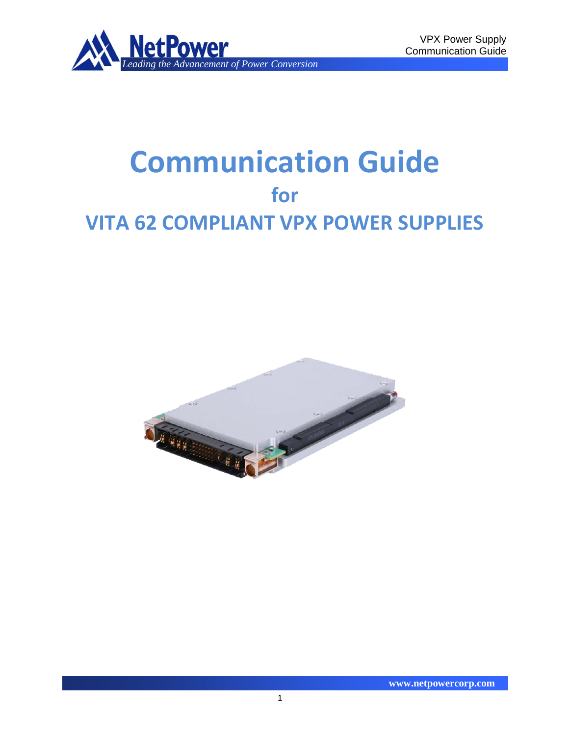# Communication Guide

## for

## VITA 62 COMPLIANT VPX POWER SUPPLIES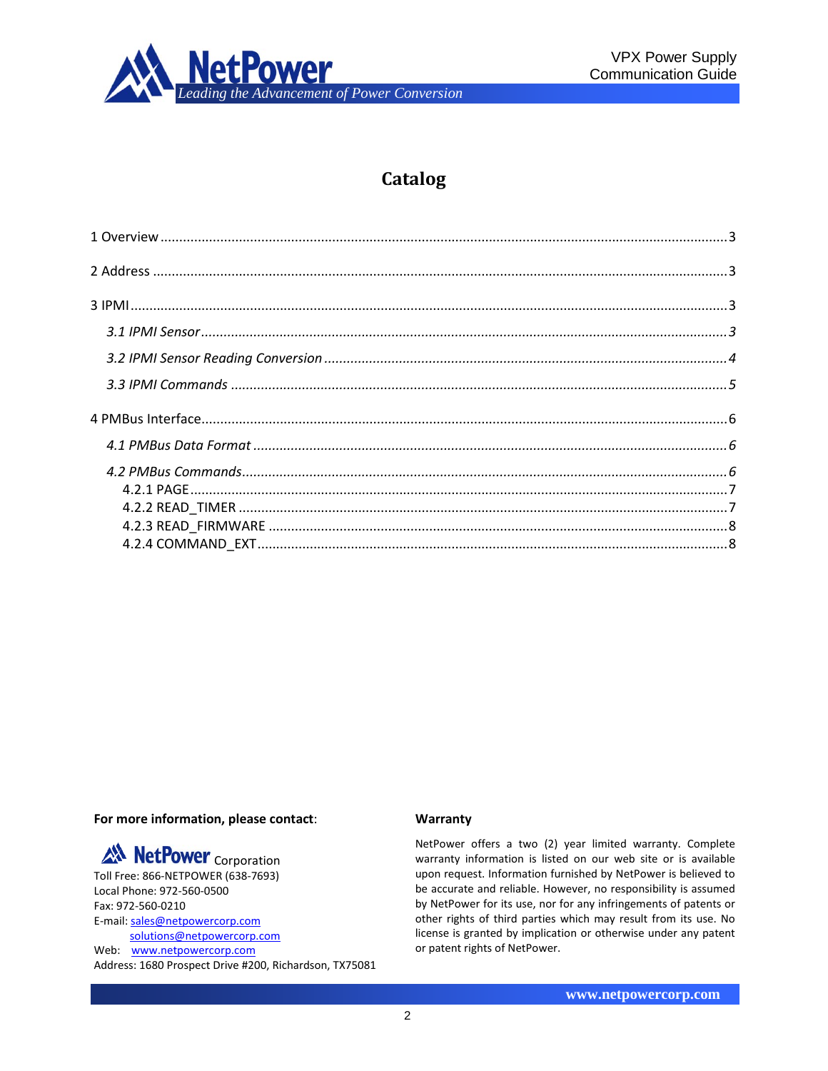# Catalog

1 Overview ........................................................................................................ 3

2 Address ........................................................................................................ 3

3 IPMI ........................................................................................................ 3

*3.1 IPMI Sensor ........................................................................................................ 3*

*3.2 IPMI Sensor Reading Conversion ........................................................................................................ 4*

*3.3 IPMI Commands ........................................................................................................ 5*

4 PMBus Interface ........................................................................................................ 6

*4.1 PMBus Data Format ........................................................................................................ 6*

*4.2 PMBus Commands ........................................................................................................ 6*

4.2.1 PAGE ........................................................................................................ 7
4.2.2 READ_TIMER ........................................................................................................ 7
4.2.3 READ_FIRMWARE ........................................................................................................ 8
4.2.4 COMMAND_EXT ........................................................................................................ 8

**For more information, please contact**:

NetPower Corporation
Toll Free: 866-NETPOWER (638-7693)
Local Phone: 972-560-0500
Fax: 972-560-0210
E-mail: sales@netpowercorp.com
solutions@netpowercorp.com
Web: www.netpowercorp.com
Address: 1680 Prospect Drive #200, Richardson, TX75081

**Warranty**

NetPower offers a two (2) year limited warranty. Complete warranty information is listed on our web site or is available upon request. Information furnished by NetPower is believed to be accurate and reliable. However, no responsibility is assumed by NetPower for its use, nor for any infringements of patents or other rights of third parties which may result from its use. No license is granted by implication or otherwise under any patent or patent rights of NetPower.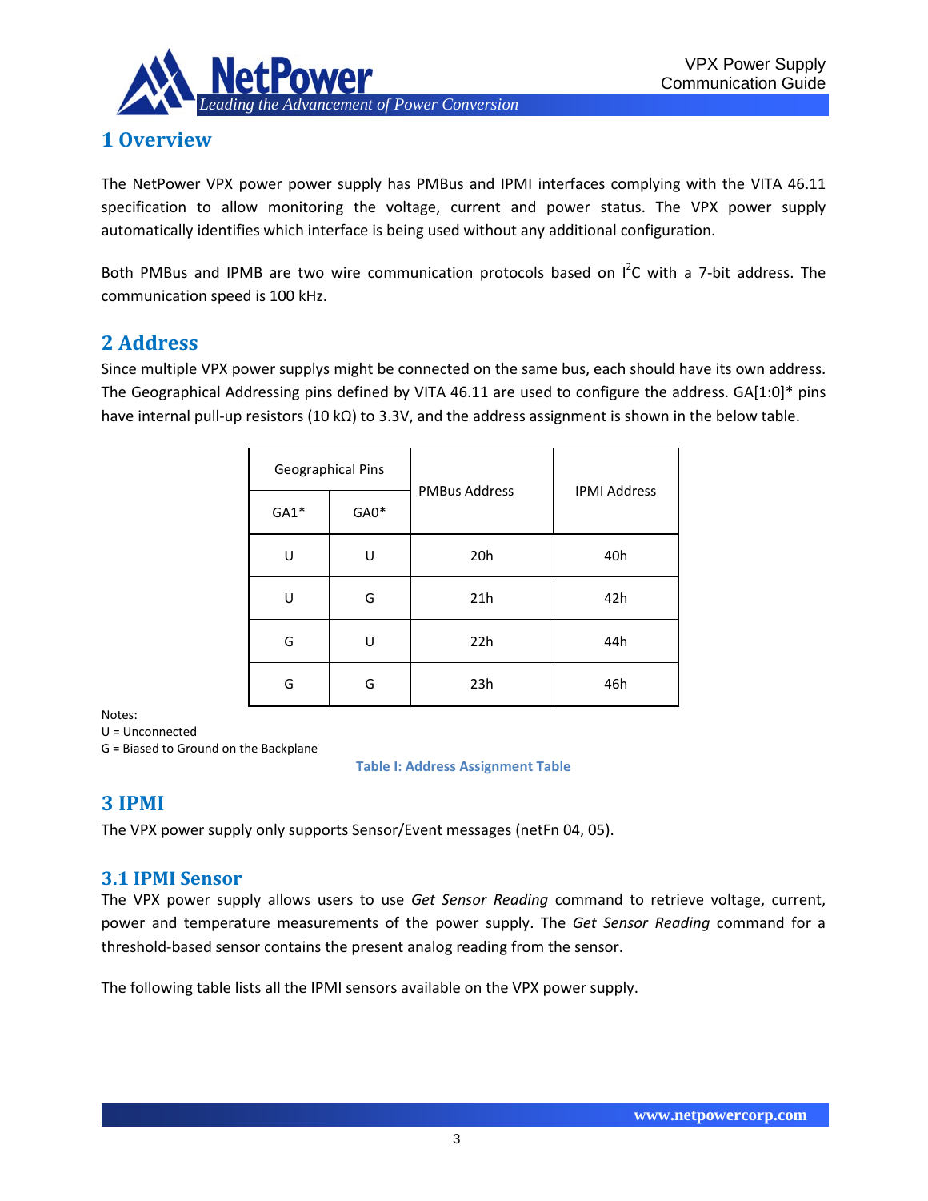# 1 Overview

The NetPower VPX power power supply has PMBus and IPMI interfaces complying with the VITA 46.11 specification to allow monitoring the voltage, current and power status. The VPX power supply automatically identifies which interface is being used without any additional configuration.

Both PMBus and IPMB are two wire communication protocols based on $I^2C$ with a 7-bit address. The communication speed is 100 kHz.

# 2 Address

Since multiple VPX power supplys might be connected on the same bus, each should have its own address. The Geographical Addressing pins defined by VITA 46.11 are used to configure the address. GA[1:0]* pins have internal pull-up resistors (10 kΩ) to 3.3V, and the address assignment is shown in the below table.

| Geographical Pins | | PMBus Address | IPMI Address |
|---|---|---|---|
| GA1* | GA0* | | |
| U | U | 20h | 40h |
| U | G | 21h | 42h |
| G | U | 22h | 44h |
| G | G | 23h | 46h |

Notes:
U = Unconnected
G = Biased to Ground on the Backplane

**Table I: Address Assignment Table**

# 3 IPMI

The VPX power supply only supports Sensor/Event messages (netFn 04, 05).

## 3.1 IPMI Sensor

The VPX power supply allows users to use *Get Sensor Reading* command to retrieve voltage, current, power and temperature measurements of the power supply. The *Get Sensor Reading* command for a threshold-based sensor contains the present analog reading from the sensor.

The following table lists all the IPMI sensors available on the VPX power supply.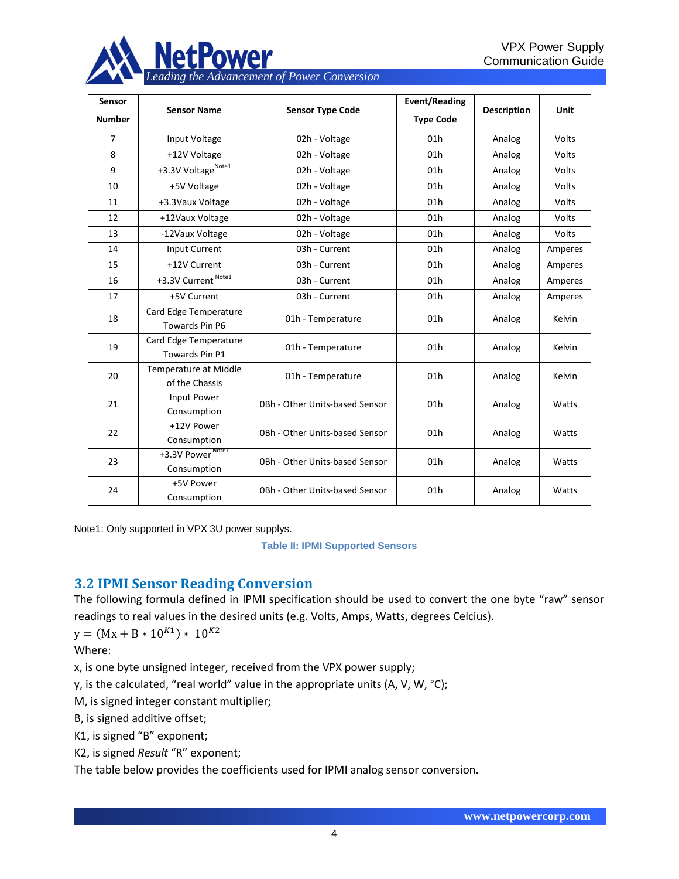| Sensor Number | Sensor Name | Sensor Type Code | Event/Reading Type Code | Description | Unit |
|---|---|---|---|---|---|
| 7 | Input Voltage | 02h - Voltage | 01h | Analog | Volts |
| 8 | +12V Voltage | 02h - Voltage | 01h | Analog | Volts |
| 9 | +3.3V Voltage Note1 | 02h - Voltage | 01h | Analog | Volts |
| 10 | +5V Voltage | 02h - Voltage | 01h | Analog | Volts |
| 11 | +3.3Vaux Voltage | 02h - Voltage | 01h | Analog | Volts |
| 12 | +12Vaux Voltage | 02h - Voltage | 01h | Analog | Volts |
| 13 | -12Vaux Voltage | 02h - Voltage | 01h | Analog | Volts |
| 14 | Input Current | 03h - Current | 01h | Analog | Amperes |
| 15 | +12V Current | 03h - Current | 01h | Analog | Amperes |
| 16 | +3.3V Current Note1 | 03h - Current | 01h | Analog | Amperes |
| 17 | +5V Current | 03h - Current | 01h | Analog | Amperes |
| 18 | Card Edge Temperature Towards Pin P6 | 01h - Temperature | 01h | Analog | Kelvin |
| 19 | Card Edge Temperature Towards Pin P1 | 01h - Temperature | 01h | Analog | Kelvin |
| 20 | Temperature at Middle of the Chassis | 01h - Temperature | 01h | Analog | Kelvin |
| 21 | Input Power Consumption | 0Bh - Other Units-based Sensor | 01h | Analog | Watts |
| 22 | +12V Power Consumption | 0Bh - Other Units-based Sensor | 01h | Analog | Watts |
| 23 | +3.3V Power Note1 Consumption | 0Bh - Other Units-based Sensor | 01h | Analog | Watts |
| 24 | +5V Power Consumption | 0Bh - Other Units-based Sensor | 01h | Analog | Watts |

Note1: Only supported in VPX 3U power supplies.

**Table II: IPMI Supported Sensors**

## 3.2 IPMI Sensor Reading Conversion

The following formula defined in IPMI specification should be used to convert the one byte "raw" sensor readings to real values in the desired units (e.g. Volts, Amps, Watts, degrees Celcius).

$$y = (Mx + B * 10^{K1}) * 10^{K2}$$

Where:

x, is one byte unsigned integer, received from the VPX power supply;

y, is the calculated, "real world" value in the appropriate units (A, V, W, °C);

M, is signed integer constant multiplier;

B, is signed additive offset;

K1, is signed "B" exponent;

K2, is signed *Result* "R" exponent;

The table below provides the coefficients used for IPMI analog sensor conversion.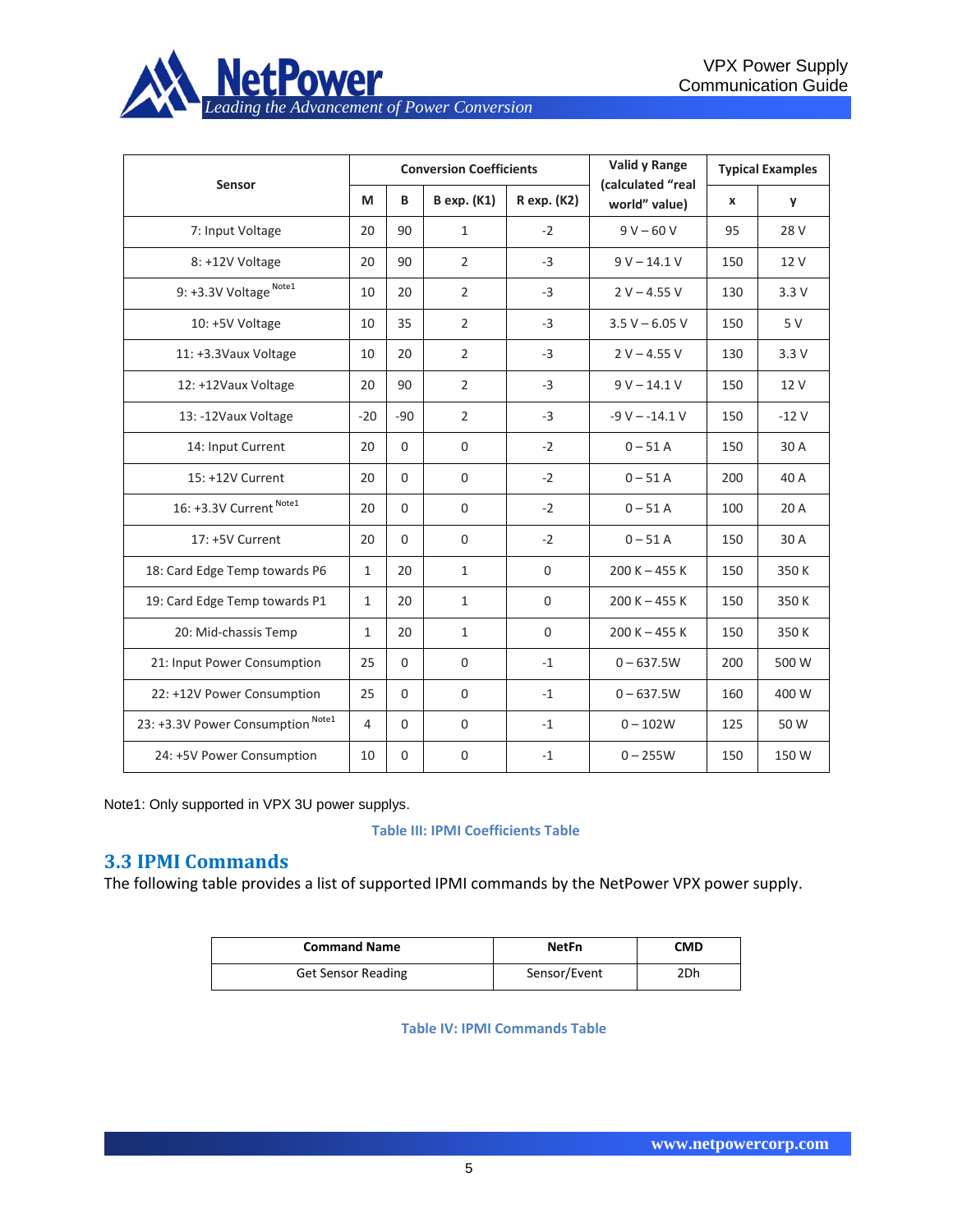| Sensor | Conversion Coefficients | | | | Valid y Range (calculated "real world" value) | Typical Examples | |
|---|---|---|---|---|---|---|---|
| | M | B | B exp. (K1) | R exp. (K2) | | x | y |
| 7: Input Voltage | 20 | 90 | 1 | -2 | 9 V – 60 V | 95 | 28 V |
| 8: +12V Voltage | 20 | 90 | 2 | -3 | 9 V – 14.1 V | 150 | 12 V |
| 9: +3.3V Voltage Note1 | 10 | 20 | 2 | -3 | 2 V – 4.55 V | 130 | 3.3 V |
| 10: +5V Voltage | 10 | 35 | 2 | -3 | 3.5 V – 6.05 V | 150 | 5 V |
| 11: +3.3Vaux Voltage | 10 | 20 | 2 | -3 | 2 V – 4.55 V | 130 | 3.3 V |
| 12: +12Vaux Voltage | 20 | 90 | 2 | -3 | 9 V – 14.1 V | 150 | 12 V |
| 13: -12Vaux Voltage | -20 | -90 | 2 | -3 | -9 V – -14.1 V | 150 | -12 V |
| 14: Input Current | 20 | 0 | 0 | -2 | 0 – 51 A | 150 | 30 A |
| 15: +12V Current | 20 | 0 | 0 | -2 | 0 – 51 A | 200 | 40 A |
| 16: +3.3V Current Note1 | 20 | 0 | 0 | -2 | 0 – 51 A | 100 | 20 A |
| 17: +5V Current | 20 | 0 | 0 | -2 | 0 – 51 A | 150 | 30 A |
| 18: Card Edge Temp towards P6 | 1 | 20 | 1 | 0 | 200 K – 455 K | 150 | 350 K |
| 19: Card Edge Temp towards P1 | 1 | 20 | 1 | 0 | 200 K – 455 K | 150 | 350 K |
| 20: Mid-chassis Temp | 1 | 20 | 1 | 0 | 200 K – 455 K | 150 | 350 K |
| 21: Input Power Consumption | 25 | 0 | 0 | -1 | 0 – 637.5W | 200 | 500 W |
| 22: +12V Power Consumption | 25 | 0 | 0 | -1 | 0 – 637.5W | 160 | 400 W |
| 23: +3.3V Power Consumption Note1 | 4 | 0 | 0 | -1 | 0 – 102W | 125 | 50 W |
| 24: +5V Power Consumption | 10 | 0 | 0 | -1 | 0 – 255W | 150 | 150 W |

Note1: Only supported in VPX 3U power supplies.

**Table III: IPMI Coefficients Table**

## 3.3 IPMI Commands

The following table provides a list of supported IPMI commands by the NetPower VPX power supply.

| Command Name | NetFn | CMD |
|---|---|---|
| Get Sensor Reading | Sensor/Event | 2Dh |

**Table IV: IPMI Commands Table**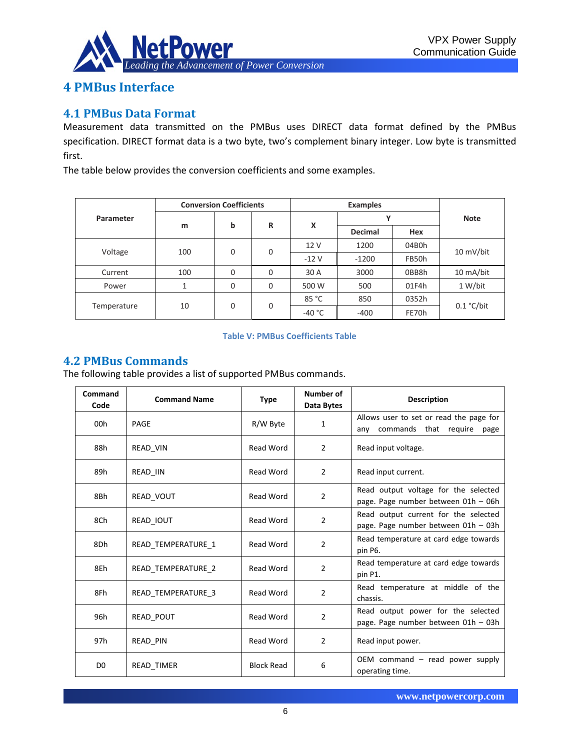# 4 PMBus Interface

## 4.1 PMBus Data Format

Measurement data transmitted on the PMBus uses DIRECT data format defined by the PMBus specification. DIRECT format data is a two byte, two's complement binary integer. Low byte is transmitted first.

The table below provides the conversion coefficients and some examples.

| Parameter | Conversion Coefficients | | | Examples | | | Note |
|---|---|---|---|---|---|---|---|
| | m | b | R | X | Y | | |
| | | | | | Decimal | Hex | |
| Voltage | 100 | 0 | 0 | 12 V | 1200 | 04B0h | 10 mV/bit |
| | | | | -12 V | -1200 | FB50h | |
| Current | 100 | 0 | 0 | 30 A | 3000 | 0BB8h | 10 mA/bit |
| Power | 1 | 0 | 0 | 500 W | 500 | 01F4h | 1 W/bit |
| Temperature | 10 | 0 | 0 | 85 °C | 850 | 0352h | 0.1 °C/bit |
| | | | | -40 °C | -400 | FE70h | |

Table V: PMBus Coefficients Table

## 4.2 PMBus Commands

The following table provides a list of supported PMBus commands.

| Command Code | Command Name | Type | Number of Data Bytes | Description |
|---|---|---|---|---|
| 00h | PAGE | R/W Byte | 1 | Allows user to set or read the page for any commands that require page |
| 88h | READ_VIN | Read Word | 2 | Read input voltage. |
| 89h | READ_IIN | Read Word | 2 | Read input current. |
| 8Bh | READ_VOUT | Read Word | 2 | Read output voltage for the selected page. Page number between 01h – 06h |
| 8Ch | READ_IOUT | Read Word | 2 | Read output current for the selected page. Page number between 01h – 03h |
| 8Dh | READ_TEMPERATURE_1 | Read Word | 2 | Read temperature at card edge towards pin P6. |
| 8Eh | READ_TEMPERATURE_2 | Read Word | 2 | Read temperature at card edge towards pin P1. |
| 8Fh | READ_TEMPERATURE_3 | Read Word | 2 | Read temperature at middle of the chassis. |
| 96h | READ_POUT | Read Word | 2 | Read output power for the selected page. Page number between 01h – 03h |
| 97h | READ_PIN | Read Word | 2 | Read input power. |
| D0 | READ_TIMER | Block Read | 6 | OEM command – read power supply operating time. |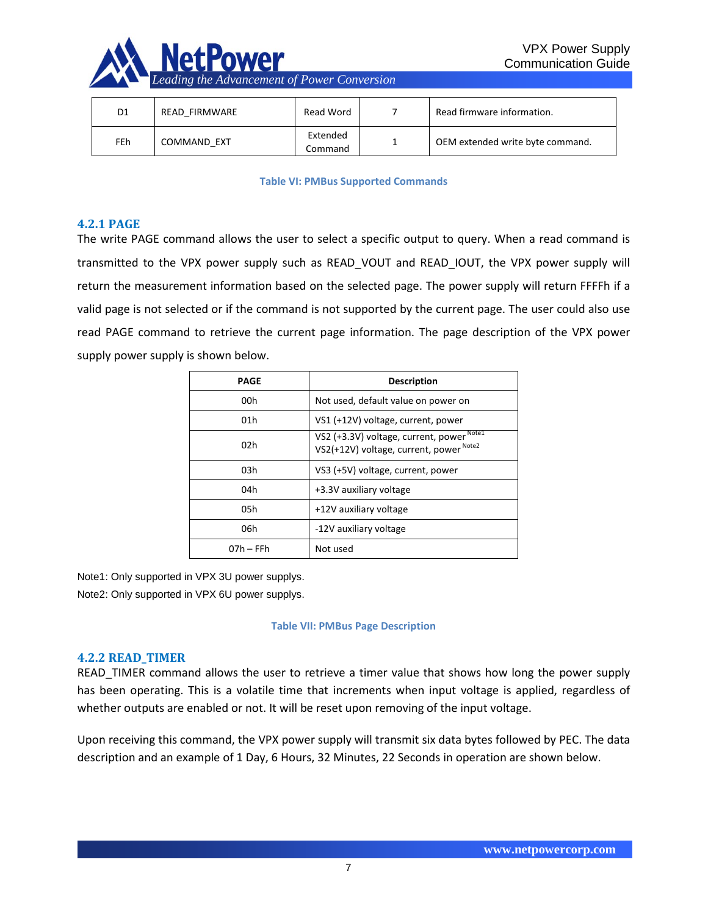| D1 | READ_FIRMWARE | Read Word | 7 | Read firmware information. |
|---|---|---|---|---|
| FEh | COMMAND_EXT | Extended Command | 1 | OEM extended write byte command. |

Table VI: PMBus Supported Commands

### 4.2.1 PAGE

The write PAGE command allows the user to select a specific output to query. When a read command is transmitted to the VPX power supply such as READ_VOUT and READ_IOUT, the VPX power supply will return the measurement information based on the selected page. The power supply will return FFFFh if a valid page is not selected or if the command is not supported by the current page. The user could also use read PAGE command to retrieve the current page information. The page description of the VPX power supply power supply is shown below.

| PAGE | Description |
|---|---|
| 00h | Not used, default value on power on |
| 01h | VS1 (+12V) voltage, current, power |
| 02h | VS2 (+3.3V) voltage, current, power [Note1]<br>VS2(+12V) voltage, current, power [Note2] |
| 03h | VS3 (+5V) voltage, current, power |
| 04h | +3.3V auxiliary voltage |
| 05h | +12V auxiliary voltage |
| 06h | -12V auxiliary voltage |
| 07h – FFh | Not used |

Note1: Only supported in VPX 3U power supplys.

Note2: Only supported in VPX 6U power supplys.

Table VII: PMBus Page Description

### 4.2.2 READ_TIMER

READ_TIMER command allows the user to retrieve a timer value that shows how long the power supply has been operating. This is a volatile time that increments when input voltage is applied, regardless of whether outputs are enabled or not. It will be reset upon removing of the input voltage.

Upon receiving this command, the VPX power supply will transmit six data bytes followed by PEC. The data description and an example of 1 Day, 6 Hours, 32 Minutes, 22 Seconds in operation are shown below.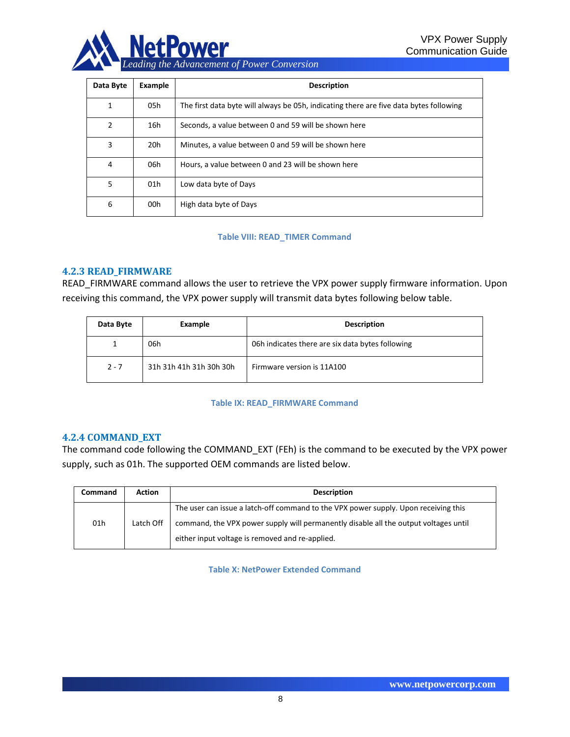| Data Byte | Example | Description |
|---|---|---|
| 1 | 05h | The first data byte will always be 05h, indicating there are five data bytes following |
| 2 | 16h | Seconds, a value between 0 and 59 will be shown here |
| 3 | 20h | Minutes, a value between 0 and 59 will be shown here |
| 4 | 06h | Hours, a value between 0 and 23 will be shown here |
| 5 | 01h | Low data byte of Days |
| 6 | 00h | High data byte of Days |

Table VIII: READ_TIMER Command

### 4.2.3 READ_FIRMWARE

READ_FIRMWARE command allows the user to retrieve the VPX power supply firmware information. Upon receiving this command, the VPX power supply will transmit data bytes following below table.

| Data Byte | Example | Description |
|---|---|---|
| 1 | 06h | 06h indicates there are six data bytes following |
| 2 - 7 | 31h 31h 41h 31h 30h 30h | Firmware version is 11A100 |

Table IX: READ_FIRMWARE Command

### 4.2.4 COMMAND_EXT

The command code following the COMMAND_EXT (FEh) is the command to be executed by the VPX power supply, such as 01h. The supported OEM commands are listed below.

| Command | Action | Description |
|---|---|---|
| 01h | Latch Off | The user can issue a latch-off command to the VPX power supply. Upon receiving this command, the VPX power supply will permanently disable all the output voltages until either input voltage is removed and re-applied. |

Table X: NetPower Extended Command